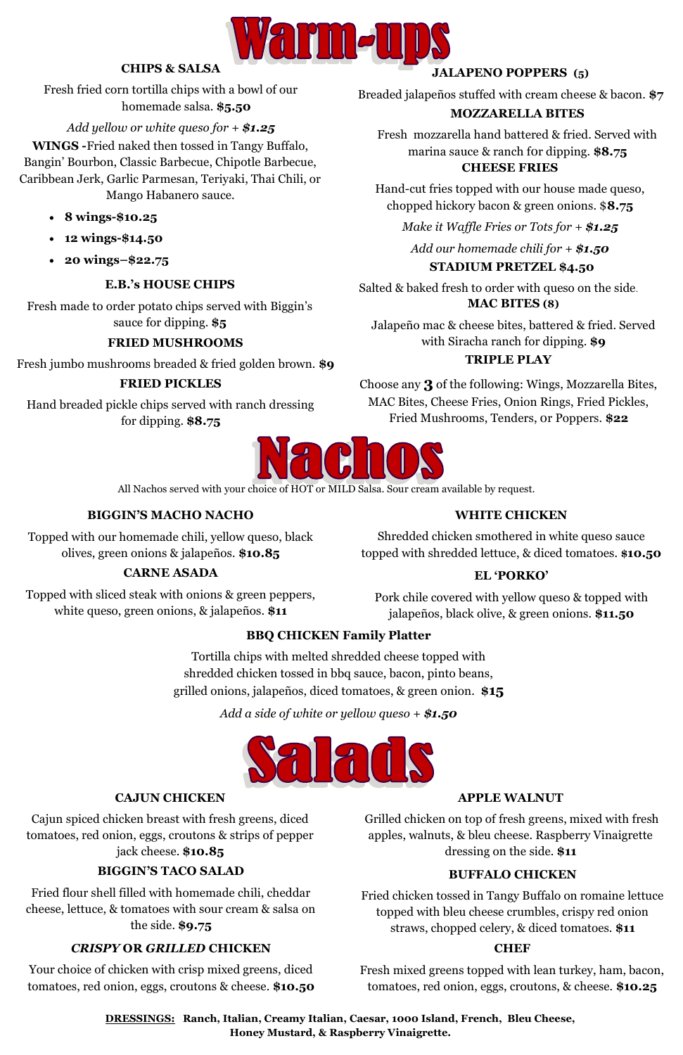# Warm-ups

### CHIPS & SALSA

Fresh fried corn tortilla chips with a bowl of our homemade salsa. **$5.50**

*Add yellow or white queso for + **$1.25***

**WINGS -** Fried naked then tossed in Tangy Buffalo, Bangin' Bourbon, Classic Barbecue, Chipotle Barbecue, Caribbean Jerk, Garlic Parmesan, Teriyaki, Thai Chili, or Mango Habanero sauce.

- **8 wings-$10.25**
- **12 wings-$14.50**
- **20 wings–$22.75**

### E.B.'s HOUSE CHIPS

Fresh made to order potato chips served with Biggin's sauce for dipping. **$5**

### FRIED MUSHROOMS

Fresh jumbo mushrooms breaded & fried golden brown. **$9**

### FRIED PICKLES

Hand breaded pickle chips served with ranch dressing for dipping. **$8.75**

### JALAPENO POPPERS (5)

Breaded jalapeños stuffed with cream cheese & bacon. **$7**

### MOZZARELLA BITES

Fresh mozzarella hand battered & fried. Served with marina sauce & ranch for dipping. **$8.75**

### CHEESE FRIES

Hand-cut fries topped with our house made queso, chopped hickory bacon & green onions. $**8.75**

*Make it Waffle Fries or Tots for + **$1.25***

*Add our homemade chili for + **$1.50***

### STADIUM PRETZEL $4.50

Salted & baked fresh to order with queso on the side.

### MAC BITES (8)

Jalapeño mac & cheese bites, battered & fried. Served with Siracha ranch for dipping. **$9**

### TRIPLE PLAY

Choose any **3** of the following: Wings, Mozzarella Bites, MAC Bites, Cheese Fries, Onion Rings, Fried Pickles, Fried Mushrooms, Tenders, or Poppers. **$22**

# Nachos

All Nachos served with your choice of HOT or MILD Salsa. Sour cream available by request.

### BIGGIN'S MACHO NACHO

Topped with our homemade chili, yellow queso, black olives, green onions & jalapeños. **$10.85**

### CARNE ASADA

Topped with sliced steak with onions & green peppers, white queso, green onions, & jalapeños. **$11**

### WHITE CHICKEN

Shredded chicken smothered in white queso sauce topped with shredded lettuce, & diced tomatoes. **$10.50**

### EL 'PORKO'

Pork chile covered with yellow queso & topped with jalapeños, black olive, & green onions. **$11.50**

### BBQ CHICKEN Family Platter

Tortilla chips with melted shredded cheese topped with shredded chicken tossed in bbq sauce, bacon, pinto beans, grilled onions, jalapeños, diced tomatoes, & green onion. **$15**

*Add a side of white or yellow queso + **$1.50***

# Salads

### CAJUN CHICKEN

Cajun spiced chicken breast with fresh greens, diced tomatoes, red onion, eggs, croutons & strips of pepper jack cheese. **$10.85**

### BIGGIN'S TACO SALAD

Fried flour shell filled with homemade chili, cheddar cheese, lettuce, & tomatoes with sour cream & salsa on the side. **$9.75**

### *CRISPY* OR *GRILLED* CHICKEN

Your choice of chicken with crisp mixed greens, diced tomatoes, red onion, eggs, croutons & cheese. **$10.50**

### APPLE WALNUT

Grilled chicken on top of fresh greens, mixed with fresh apples, walnuts, & bleu cheese. Raspberry Vinaigrette dressing on the side. **$11**

### BUFFALO CHICKEN

Fried chicken tossed in Tangy Buffalo on romaine lettuce topped with bleu cheese crumbles, crispy red onion straws, chopped celery, & diced tomatoes. **$11**

### CHEF

Fresh mixed greens topped with lean turkey, ham, bacon, tomatoes, red onion, eggs, croutons, & cheese. **$10.25**

**DRESSINGS: Ranch, Italian, Creamy Italian, Caesar, 1000 Island, French, Bleu Cheese, Honey Mustard, & Raspberry Vinaigrette.**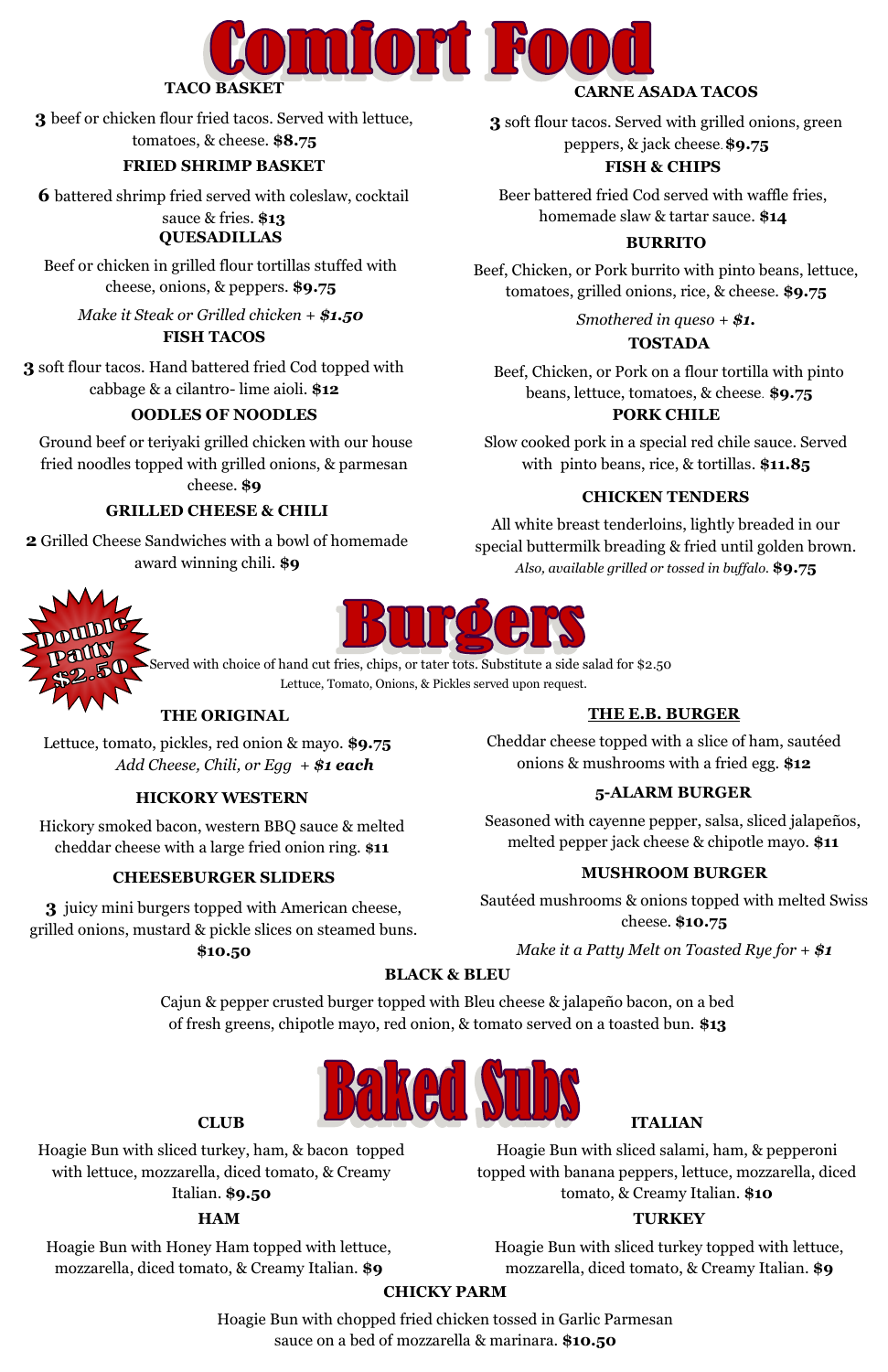# Comfort Food

### TACO BASKET

**3** beef or chicken flour fried tacos. Served with lettuce, tomatoes, & cheese. **$8.75**

### FRIED SHRIMP BASKET

**6** battered shrimp fried served with coleslaw, cocktail sauce & fries. **$13**

### QUESADILLAS

Beef or chicken in grilled flour tortillas stuffed with cheese, onions, & peppers. **$9.75**

*Make it Steak or Grilled chicken + **$1.50***

### FISH TACOS

**3** soft flour tacos. Hand battered fried Cod topped with cabbage & a cilantro- lime aioli. **$12**

### OODLES OF NOODLES

Ground beef or teriyaki grilled chicken with our house fried noodles topped with grilled onions, & parmesan cheese. **$9**

### GRILLED CHEESE & CHILI

**2** Grilled Cheese Sandwiches with a bowl of homemade award winning chili. **$9**

### CARNE ASADA TACOS

**3** soft flour tacos. Served with grilled onions, green peppers, & jack cheese. **$9.75**

### FISH & CHIPS

Beer battered fried Cod served with waffle fries, homemade slaw & tartar sauce. **$14**

### BURRITO

Beef, Chicken, or Pork burrito with pinto beans, lettuce, tomatoes, grilled onions, rice, & cheese. **$9.75**

*Smothered in queso + **$1.***

### TOSTADA

Beef, Chicken, or Pork on a flour tortilla with pinto beans, lettuce, tomatoes, & cheese. **$9.75**

### PORK CHILE

Slow cooked pork in a special red chile sauce. Served with pinto beans, rice, & tortillas. **$11.85**

### CHICKEN TENDERS

All white breast tenderloins, lightly breaded in our special buttermilk breading & fried until golden brown. *Also, available grilled or tossed in buffalo.* **$9.75**

# Burgers

**Double Patty $2.50**

Served with choice of hand cut fries, chips, or tater tots. Substitute a side salad for $2.50

Lettuce, Tomato, Onions, & Pickles served upon request.

### THE ORIGINAL

Lettuce, tomato, pickles, red onion & mayo. **$9.75**

*Add Cheese, Chili, or Egg + **$1 each***

### HICKORY WESTERN

Hickory smoked bacon, western BBQ sauce & melted cheddar cheese with a large fried onion ring. **$11**

### CHEESEBURGER SLIDERS

**3** juicy mini burgers topped with American cheese, grilled onions, mustard & pickle slices on steamed buns. **$10.50**

### THE E.B. BURGER

Cheddar cheese topped with a slice of ham, sautéed onions & mushrooms with a fried egg. **$12**

### 5-ALARM BURGER

Seasoned with cayenne pepper, salsa, sliced jalapeños, melted pepper jack cheese & chipotle mayo. **$11**

### MUSHROOM BURGER

Sautéed mushrooms & onions topped with melted Swiss cheese. **$10.75**

*Make it a Patty Melt on Toasted Rye for + **$1***

### BLACK & BLEU

Cajun & pepper crusted burger topped with Bleu cheese & jalapeño bacon, on a bed of fresh greens, chipotle mayo, red onion, & tomato served on a toasted bun. **$13**

# Baked Subs

### CLUB

Hoagie Bun with sliced turkey, ham, & bacon topped with lettuce, mozzarella, diced tomato, & Creamy Italian. **$9.50**

### HAM

Hoagie Bun with Honey Ham topped with lettuce, mozzarella, diced tomato, & Creamy Italian. **$9**

### ITALIAN

Hoagie Bun with sliced salami, ham, & pepperoni topped with banana peppers, lettuce, mozzarella, diced tomato, & Creamy Italian. **$10**

### TURKEY

Hoagie Bun with sliced turkey topped with lettuce, mozzarella, diced tomato, & Creamy Italian. **$9**

### CHICKY PARM

Hoagie Bun with chopped fried chicken tossed in Garlic Parmesan sauce on a bed of mozzarella & marinara. **$10.50**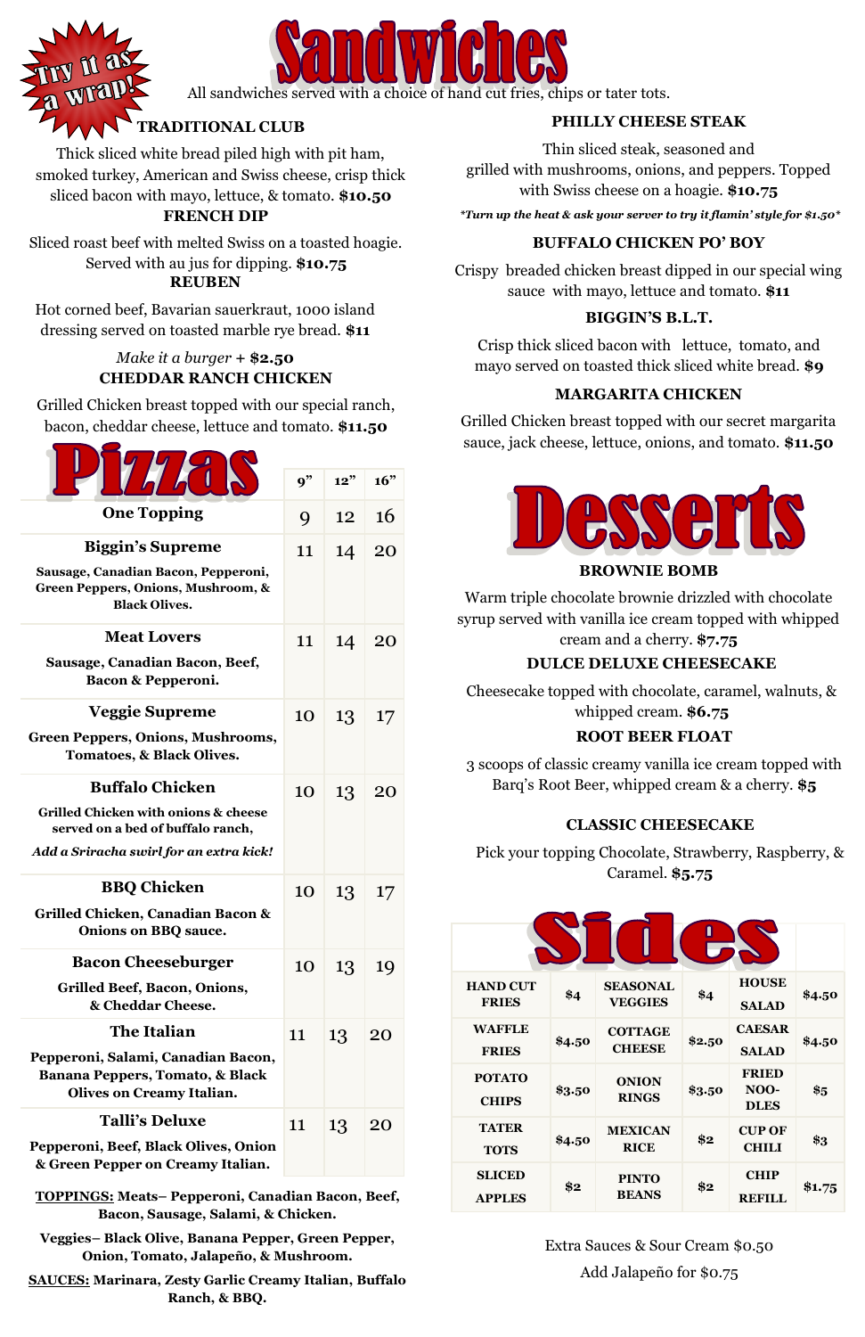# Sandwiches

**Try it as a wrap!**

All sandwiches served with a choice of hand cut fries, chips or tater tots.

### TRADITIONAL CLUB

Thick sliced white bread piled high with pit ham, smoked turkey, American and Swiss cheese, crisp thick sliced bacon with mayo, lettuce, & tomato. **$10.50**

### FRENCH DIP

Sliced roast beef with melted Swiss on a toasted hoagie. Served with au jus for dipping. **$10.75**

### REUBEN

Hot corned beef, Bavarian sauerkraut, 1000 island dressing served on toasted marble rye bread. **$11**

*Make it a burger* + **$2.50**

### CHEDDAR RANCH CHICKEN

Grilled Chicken breast topped with our special ranch, bacon, cheddar cheese, lettuce and tomato. **$11.50**

### PHILLY CHEESE STEAK

Thin sliced steak, seasoned and grilled with mushrooms, onions, and peppers. Topped with Swiss cheese on a hoagie. **$10.75**

***Turn up the heat & ask your server to try it flamin' style for $1.50***

### BUFFALO CHICKEN PO' BOY

Crispy breaded chicken breast dipped in our special wing sauce with mayo, lettuce and tomato. **$11**

### BIGGIN'S B.L.T.

Crisp thick sliced bacon with lettuce, tomato, and mayo served on toasted thick sliced white bread. **$9**

### MARGARITA CHICKEN

Grilled Chicken breast topped with our secret margarita sauce, jack cheese, lettuce, onions, and tomato. **$11.50**

# Pizzas

| | 9" | 12" | 16" |
|---|---|---|---|
| **One Topping** | 9 | 12 | 16 |
| **Biggin's Supreme**<br>**Sausage, Canadian Bacon, Pepperoni, Green Peppers, Onions, Mushroom, & Black Olives.** | 11 | 14 | 20 |
| **Meat Lovers**<br>**Sausage, Canadian Bacon, Beef, Bacon & Pepperoni.** | 11 | 14 | 20 |
| **Veggie Supreme**<br>**Green Peppers, Onions, Mushrooms, Tomatoes, & Black Olives.** | 10 | 13 | 17 |
| **Buffalo Chicken**<br>**Grilled Chicken with onions & cheese served on a bed of buffalo ranch,**<br>***Add a Sriracha swirl for an extra kick!*** | 10 | 13 | 20 |
| **BBQ Chicken**<br>**Grilled Chicken, Canadian Bacon & Onions on BBQ sauce.** | 10 | 13 | 17 |
| **Bacon Cheeseburger**<br>**Grilled Beef, Bacon, Onions, & Cheddar Cheese.** | 10 | 13 | 19 |
| **The Italian**<br>**Pepperoni, Salami, Canadian Bacon, Banana Peppers, Tomato, & Black Olives on Creamy Italian.** | 11 | 13 | 20 |
| **Talli's Deluxe**<br>**Pepperoni, Beef, Black Olives, Onion & Green Pepper on Creamy Italian.** | 11 | 13 | 20 |

**TOPPINGS: Meats– Pepperoni, Canadian Bacon, Beef, Bacon, Sausage, Salami, & Chicken.**

**Veggies– Black Olive, Banana Pepper, Green Pepper, Onion, Tomato, Jalapeño, & Mushroom.**

**SAUCES: Marinara, Zesty Garlic Creamy Italian, Buffalo Ranch, & BBQ.**

# Desserts

### BROWNIE BOMB

Warm triple chocolate brownie drizzled with chocolate syrup served with vanilla ice cream topped with whipped cream and a cherry. **$7.75**

### DULCE DELUXE CHEESECAKE

Cheesecake topped with chocolate, caramel, walnuts, & whipped cream. **$6.75**

### ROOT BEER FLOAT

3 scoops of classic creamy vanilla ice cream topped with Barq's Root Beer, whipped cream & a cherry. **$5**

### CLASSIC CHEESECAKE

Pick your topping Chocolate, Strawberry, Raspberry, & Caramel. **$5.75**

# Sides

| | | | | | |
|---|---|---|---|---|---|
| **HAND CUT FRIES** | **$4** | **SEASONAL VEGGIES** | **$4** | **HOUSE SALAD** | **$4.50** |
| **WAFFLE FRIES** | **$4.50** | **COTTAGE CHEESE** | **$2.50** | **CAESAR SALAD** | **$4.50** |
| **POTATO CHIPS** | **$3.50** | **ONION RINGS** | **$3.50** | **FRIED NOODLES** | **$5** |
| **TATER TOTS** | **$4.50** | **MEXICAN RICE** | **$2** | **CUP OF CHILI** | **$3** |
| **SLICED APPLES** | **$2** | **PINTO BEANS** | **$2** | **CHIP REFILL** | **$1.75** |

Extra Sauces & Sour Cream $0.50

Add Jalapeño for $0.75